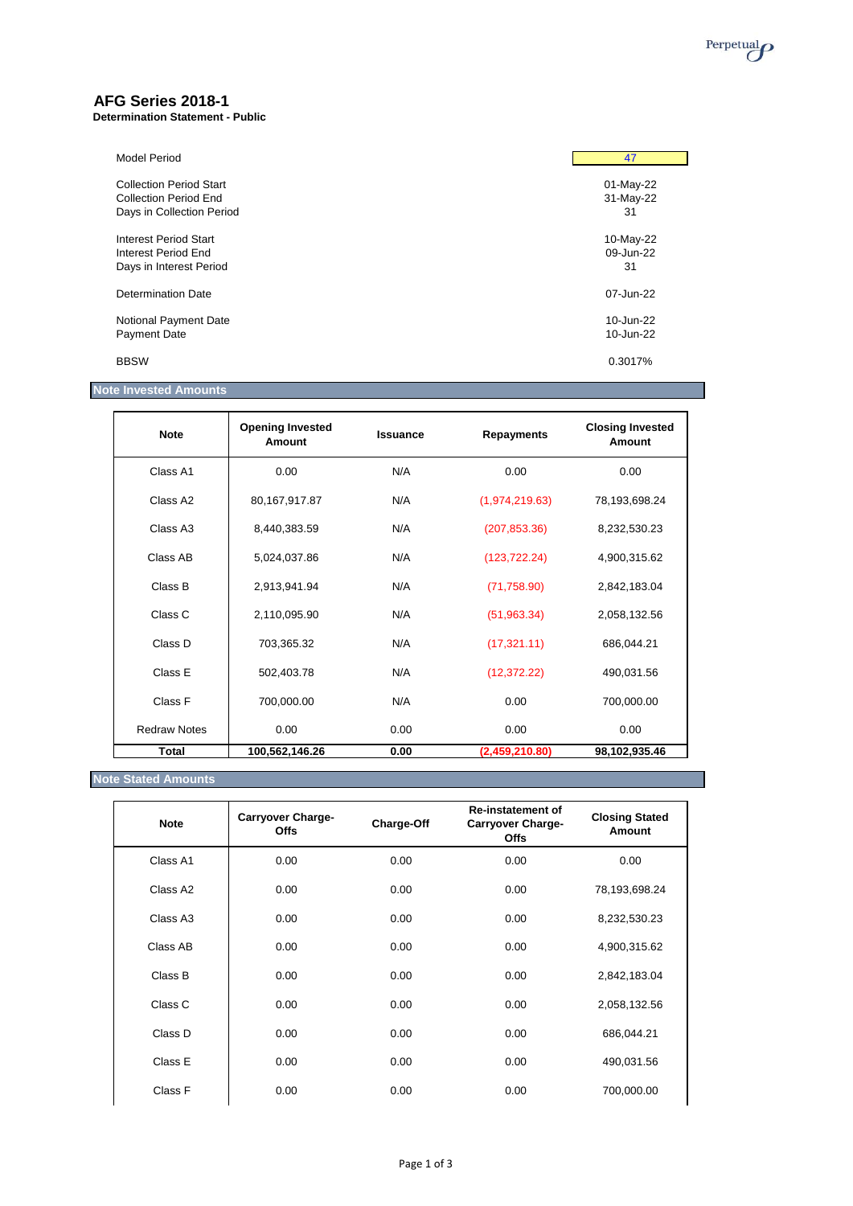# AFG Series 2018-1

**Determination Statement - Public**

| | |
|---|---|
| Model Period | 47 |
| Collection Period Start | 01-May-22 |
| Collection Period End | 31-May-22 |
| Days in Collection Period | 31 |
| Interest Period Start | 10-May-22 |
| Interest Period End | 09-Jun-22 |
| Days in Interest Period | 31 |
| Determination Date | 07-Jun-22 |
| Notional Payment Date | 10-Jun-22 |
| Payment Date | 10-Jun-22 |
| BBSW | 0.3017% |

## Note Invested Amounts

| Note | Opening Invested Amount | Issuance | Repayments | Closing Invested Amount |
|---|---|---|---|---|
| Class A1 | 0.00 | N/A | 0.00 | 0.00 |
| Class A2 | 80,167,917.87 | N/A | (1,974,219.63) | 78,193,698.24 |
| Class A3 | 8,440,383.59 | N/A | (207,853.36) | 8,232,530.23 |
| Class AB | 5,024,037.86 | N/A | (123,722.24) | 4,900,315.62 |
| Class B | 2,913,941.94 | N/A | (71,758.90) | 2,842,183.04 |
| Class C | 2,110,095.90 | N/A | (51,963.34) | 2,058,132.56 |
| Class D | 703,365.32 | N/A | (17,321.11) | 686,044.21 |
| Class E | 502,403.78 | N/A | (12,372.22) | 490,031.56 |
| Class F | 700,000.00 | N/A | 0.00 | 700,000.00 |
| Redraw Notes | 0.00 | 0.00 | 0.00 | 0.00 |
| **Total** | **100,562,146.26** | **0.00** | **(2,459,210.80)** | **98,102,935.46** |

## Note Stated Amounts

| Note | Carryover Charge-Offs | Charge-Off | Re-instatement of Carryover Charge-Offs | Closing Stated Amount |
|---|---|---|---|---|
| Class A1 | 0.00 | 0.00 | 0.00 | 0.00 |
| Class A2 | 0.00 | 0.00 | 0.00 | 78,193,698.24 |
| Class A3 | 0.00 | 0.00 | 0.00 | 8,232,530.23 |
| Class AB | 0.00 | 0.00 | 0.00 | 4,900,315.62 |
| Class B | 0.00 | 0.00 | 0.00 | 2,842,183.04 |
| Class C | 0.00 | 0.00 | 0.00 | 2,058,132.56 |
| Class D | 0.00 | 0.00 | 0.00 | 686,044.21 |
| Class E | 0.00 | 0.00 | 0.00 | 490,031.56 |
| Class F | 0.00 | 0.00 | 0.00 | 700,000.00 |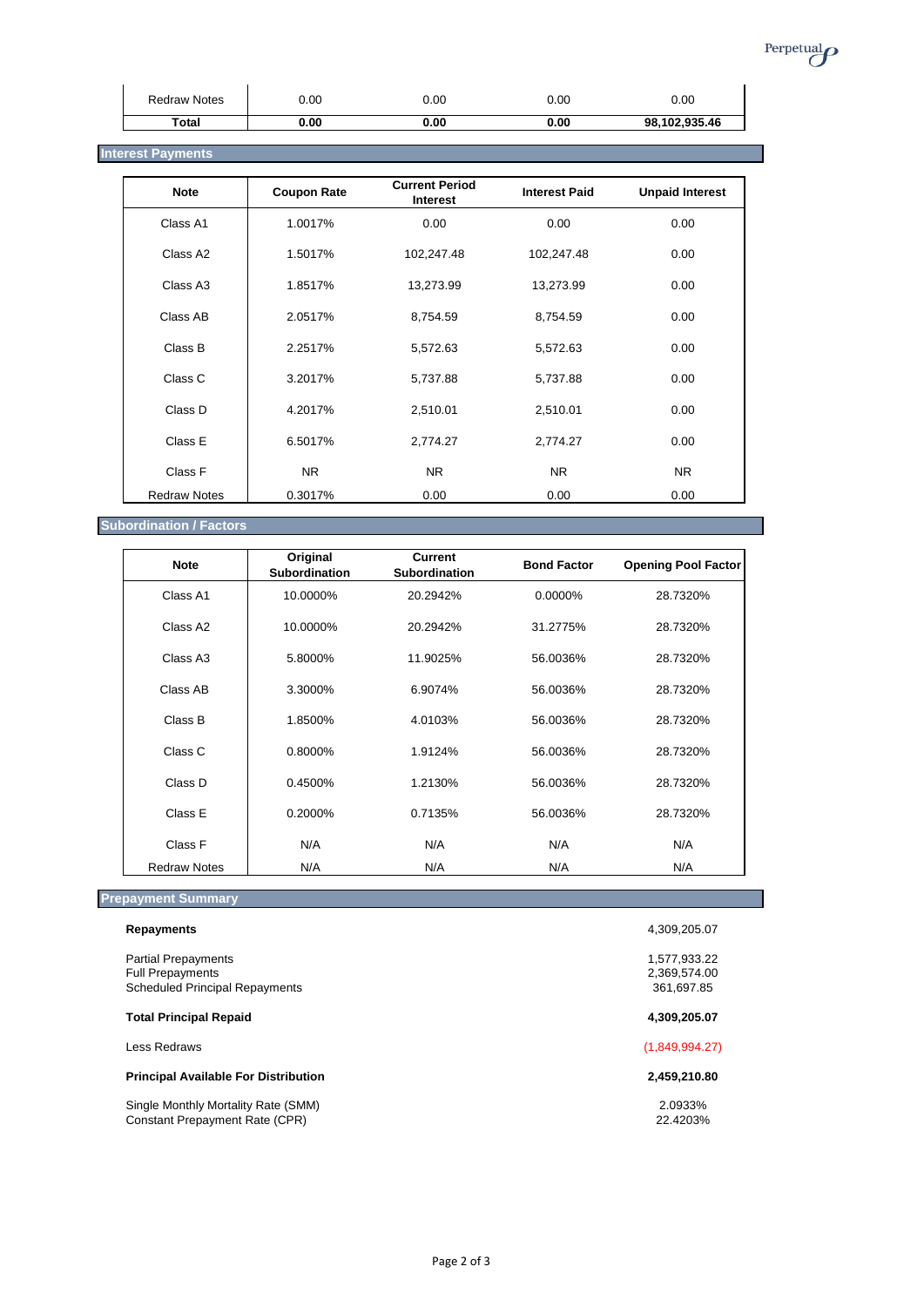| Redraw Notes | 0.00 | 0.00 | 0.00 | 0.00 |
|---|---|---|---|---|
| **Total** | **0.00** | **0.00** | **0.00** | **98,102,935.46** |

## Interest Payments

| Note | Coupon Rate | Current Period Interest | Interest Paid | Unpaid Interest |
|---|---|---|---|---|
| Class A1 | 1.0017% | 0.00 | 0.00 | 0.00 |
| Class A2 | 1.5017% | 102,247.48 | 102,247.48 | 0.00 |
| Class A3 | 1.8517% | 13,273.99 | 13,273.99 | 0.00 |
| Class AB | 2.0517% | 8,754.59 | 8,754.59 | 0.00 |
| Class B | 2.2517% | 5,572.63 | 5,572.63 | 0.00 |
| Class C | 3.2017% | 5,737.88 | 5,737.88 | 0.00 |
| Class D | 4.2017% | 2,510.01 | 2,510.01 | 0.00 |
| Class E | 6.5017% | 2,774.27 | 2,774.27 | 0.00 |
| Class F | NR | NR | NR | NR |
| Redraw Notes | 0.3017% | 0.00 | 0.00 | 0.00 |

## Subordination / Factors

| Note | Original Subordination | Current Subordination | Bond Factor | Opening Pool Factor |
|---|---|---|---|---|
| Class A1 | 10.0000% | 20.2942% | 0.0000% | 28.7320% |
| Class A2 | 10.0000% | 20.2942% | 31.2775% | 28.7320% |
| Class A3 | 5.8000% | 11.9025% | 56.0036% | 28.7320% |
| Class AB | 3.3000% | 6.9074% | 56.0036% | 28.7320% |
| Class B | 1.8500% | 4.0103% | 56.0036% | 28.7320% |
| Class C | 0.8000% | 1.9124% | 56.0036% | 28.7320% |
| Class D | 0.4500% | 1.2130% | 56.0036% | 28.7320% |
| Class E | 0.2000% | 0.7135% | 56.0036% | 28.7320% |
| Class F | N/A | N/A | N/A | N/A |
| Redraw Notes | N/A | N/A | N/A | N/A |

## Prepayment Summary

| | |
|---|---|
| **Repayments** | 4,309,205.07 |
| Partial Prepayments | 1,577,933.22 |
| Full Prepayments | 2,369,574.00 |
| Scheduled Principal Repayments | 361,697.85 |
| **Total Principal Repaid** | **4,309,205.07** |
| Less Redraws | (1,849,994.27) |
| **Principal Available For Distribution** | **2,459,210.80** |
| Single Monthly Mortality Rate (SMM) | 2.0933% |
| Constant Prepayment Rate (CPR) | 22.4203% |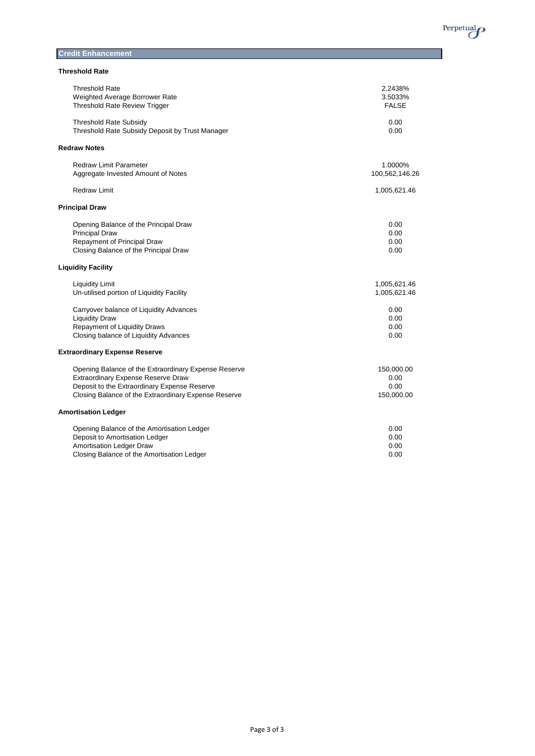## Credit Enhancement

### Threshold Rate

| | |
|---|---|
| Threshold Rate | 2.2438% |
| Weighted Average Borrower Rate | 3.5033% |
| Threshold Rate Review Trigger | FALSE |
| Threshold Rate Subsidy | 0.00 |
| Threshold Rate Subsidy Deposit by Trust Manager | 0.00 |

### Redraw Notes

| | |
|---|---|
| Redraw Limit Parameter | 1.0000% |
| Aggregate Invested Amount of Notes | 100,562,146.26 |
| Redraw Limit | 1,005,621.46 |

### Principal Draw

| | |
|---|---|
| Opening Balance of the Principal Draw | 0.00 |
| Principal Draw | 0.00 |
| Repayment of Principal Draw | 0.00 |
| Closing Balance of the Principal Draw | 0.00 |

### Liquidity Facility

| | |
|---|---|
| Liquidity Limit | 1,005,621.46 |
| Un-utilised portion of Liquidity Facility | 1,005,621.46 |
| Carryover balance of Liquidity Advances | 0.00 |
| Liquidity Draw | 0.00 |
| Repayment of Liquidity Draws | 0.00 |
| Closing balance of Liquidity Advances | 0.00 |

### Extraordinary Expense Reserve

| | |
|---|---|
| Opening Balance of the Extraordinary Expense Reserve | 150,000.00 |
| Extraordinary Expense Reserve Draw | 0.00 |
| Deposit to the Extraordinary Expense Reserve | 0.00 |
| Closing Balance of the Extraordinary Expense Reserve | 150,000.00 |

### Amortisation Ledger

| | |
|---|---|
| Opening Balance of the Amortisation Ledger | 0.00 |
| Deposit to Amortisation Ledger | 0.00 |
| Amortisation Ledger Draw | 0.00 |
| Closing Balance of the Amortisation Ledger | 0.00 |